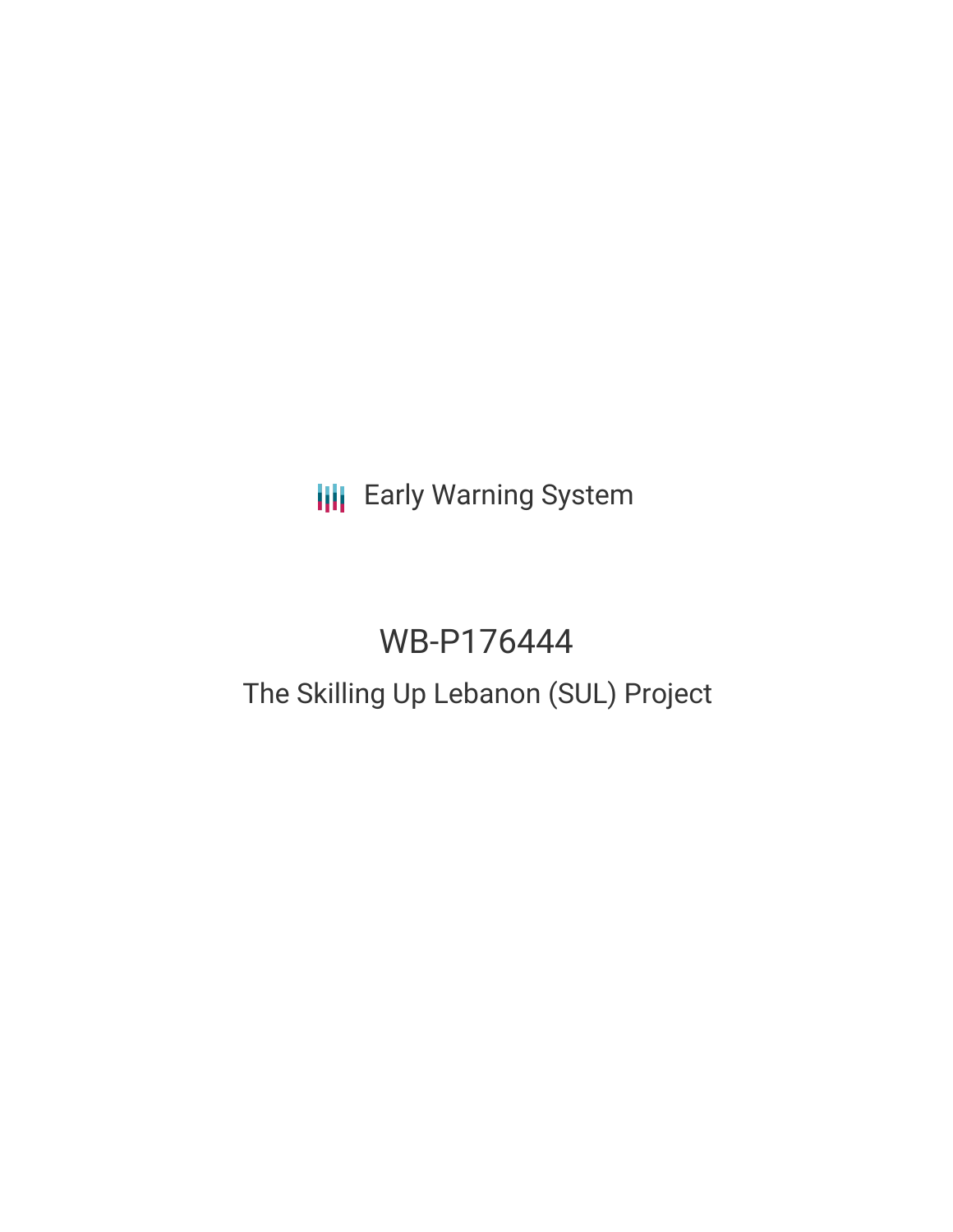Early Warning System

# WB-P176444

## The Skilling Up Lebanon (SUL) Project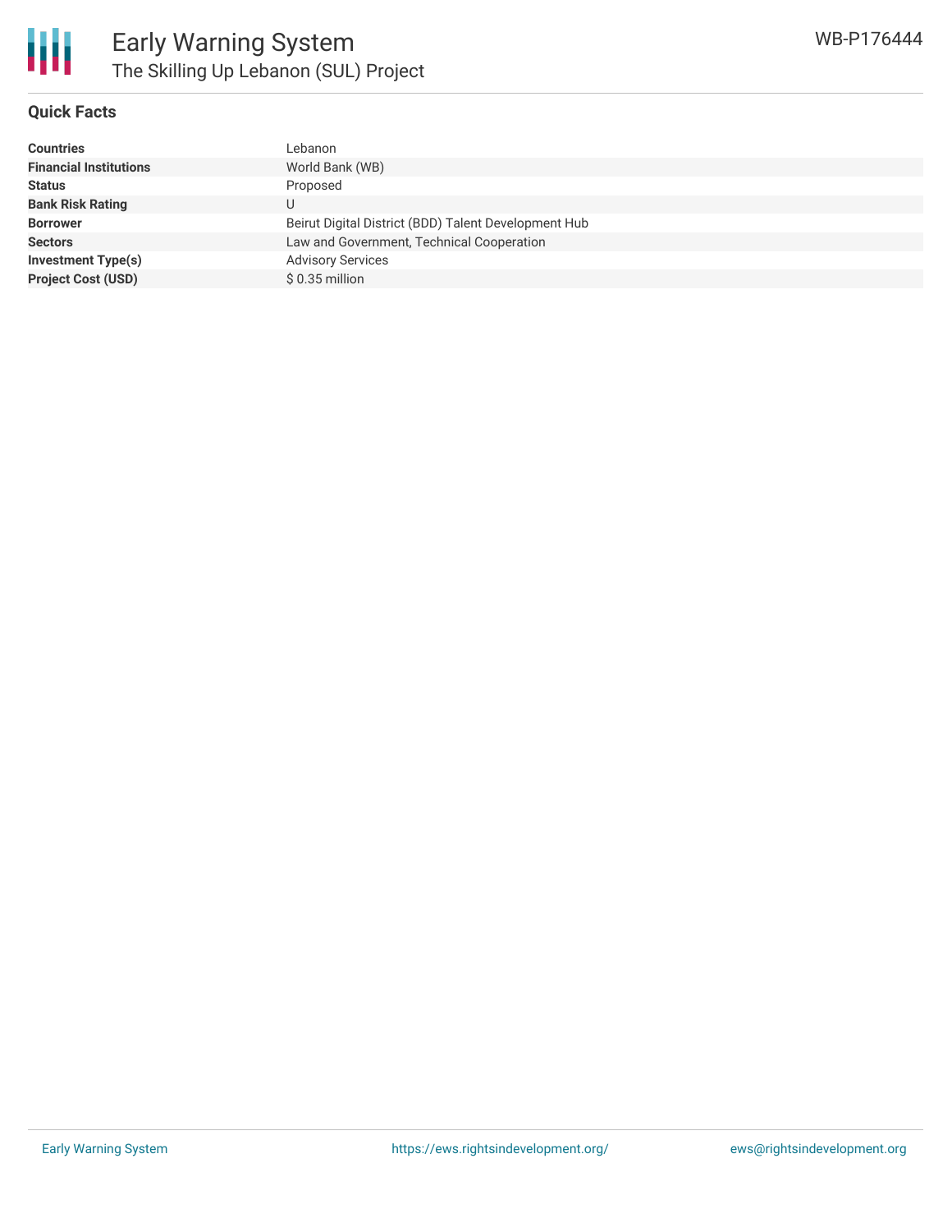## Quick Facts

| | |
|---|---|
| **Countries** | Lebanon |
| **Financial Institutions** | World Bank (WB) |
| **Status** | Proposed |
| **Bank Risk Rating** | U |
| **Borrower** | Beirut Digital District (BDD) Talent Development Hub |
| **Sectors** | Law and Government, Technical Cooperation |
| **Investment Type(s)** | Advisory Services |
| **Project Cost (USD)** | $ 0.35 million |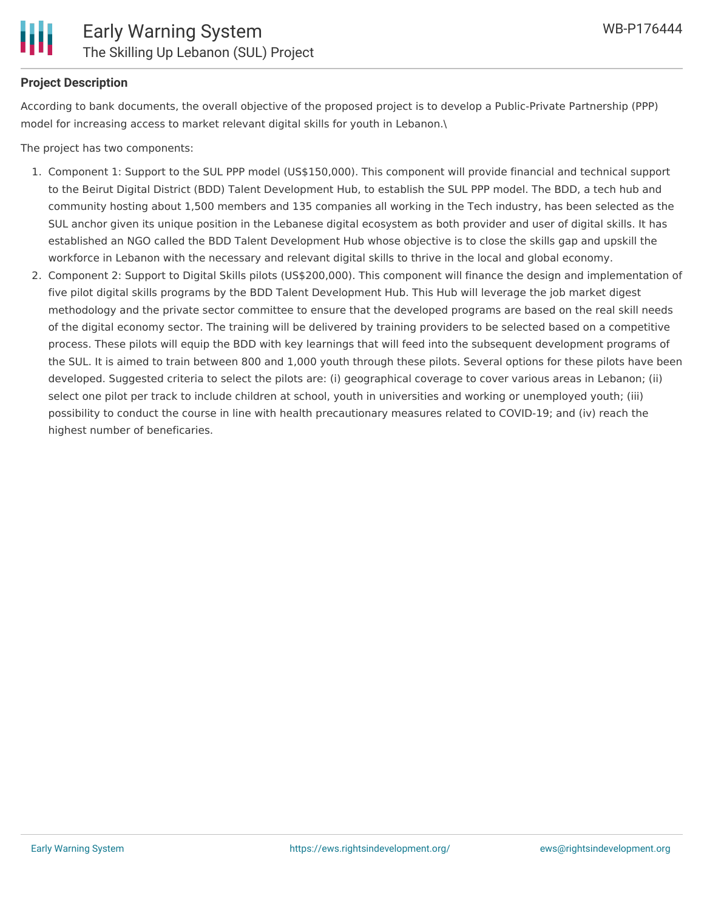**Project Description**

According to bank documents, the overall objective of the proposed project is to develop a Public-Private Partnership (PPP) model for increasing access to market relevant digital skills for youth in Lebanon.\

The project has two components:

1. Component 1: Support to the SUL PPP model (US$150,000). This component will provide financial and technical support to the Beirut Digital District (BDD) Talent Development Hub, to establish the SUL PPP model. The BDD, a tech hub and community hosting about 1,500 members and 135 companies all working in the Tech industry, has been selected as the SUL anchor given its unique position in the Lebanese digital ecosystem as both provider and user of digital skills. It has established an NGO called the BDD Talent Development Hub whose objective is to close the skills gap and upskill the workforce in Lebanon with the necessary and relevant digital skills to thrive in the local and global economy.
2. Component 2: Support to Digital Skills pilots (US$200,000). This component will finance the design and implementation of five pilot digital skills programs by the BDD Talent Development Hub. This Hub will leverage the job market digest methodology and the private sector committee to ensure that the developed programs are based on the real skill needs of the digital economy sector. The training will be delivered by training providers to be selected based on a competitive process. These pilots will equip the BDD with key learnings that will feed into the subsequent development programs of the SUL. It is aimed to train between 800 and 1,000 youth through these pilots. Several options for these pilots have been developed. Suggested criteria to select the pilots are: (i) geographical coverage to cover various areas in Lebanon; (ii) select one pilot per track to include children at school, youth in universities and working or unemployed youth; (iii) possibility to conduct the course in line with health precautionary measures related to COVID-19; and (iv) reach the highest number of beneficaries.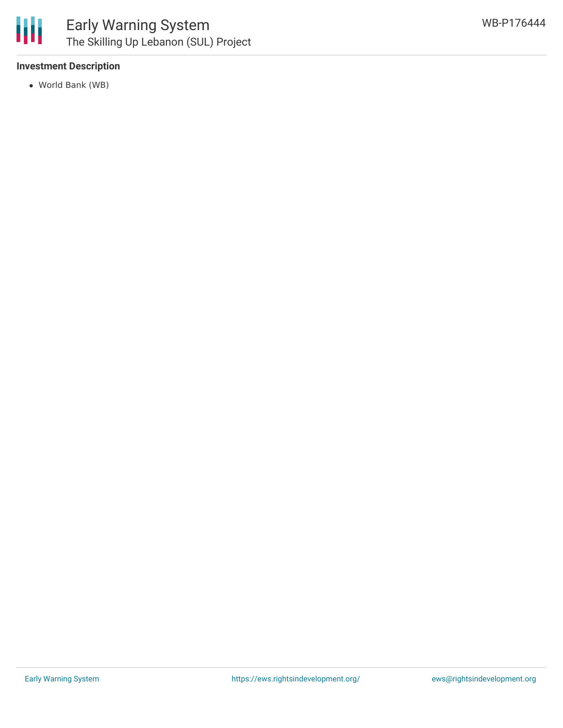**Investment Description**

- World Bank (WB)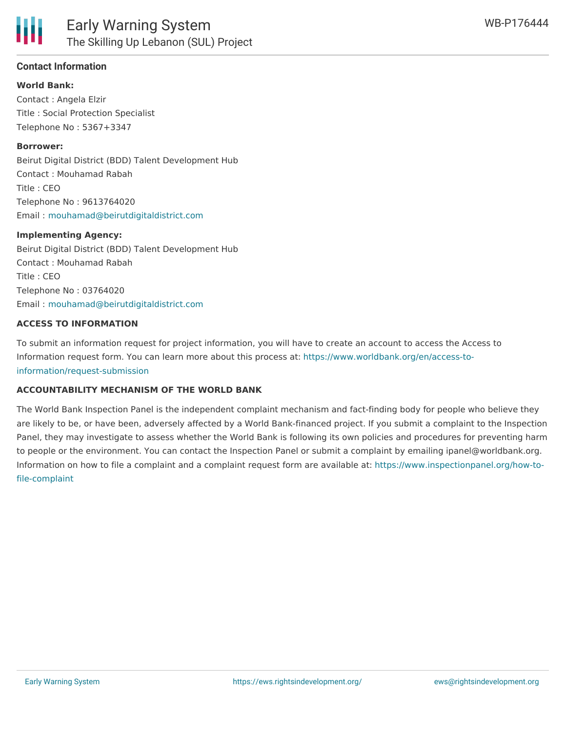### Contact Information

**World Bank:**

Contact : Angela Elzir

Title : Social Protection Specialist

Telephone No : 5367+3347

**Borrower:**

Beirut Digital District (BDD) Talent Development Hub

Contact : Mouhamad Rabah

Title : CEO

Telephone No : 9613764020

Email : mouhamad@beirutdigitaldistrict.com

**Implementing Agency:**

Beirut Digital District (BDD) Talent Development Hub

Contact : Mouhamad Rabah

Title : CEO

Telephone No : 03764020

Email : mouhamad@beirutdigitaldistrict.com

#### ACCESS TO INFORMATION

To submit an information request for project information, you will have to create an account to access the Access to Information request form. You can learn more about this process at: https://www.worldbank.org/en/access-to-information/request-submission

#### ACCOUNTABILITY MECHANISM OF THE WORLD BANK

The World Bank Inspection Panel is the independent complaint mechanism and fact-finding body for people who believe they are likely to be, or have been, adversely affected by a World Bank-financed project. If you submit a complaint to the Inspection Panel, they may investigate to assess whether the World Bank is following its own policies and procedures for preventing harm to people or the environment. You can contact the Inspection Panel or submit a complaint by emailing ipanel@worldbank.org. Information on how to file a complaint and a complaint request form are available at: https://www.inspectionpanel.org/how-to-file-complaint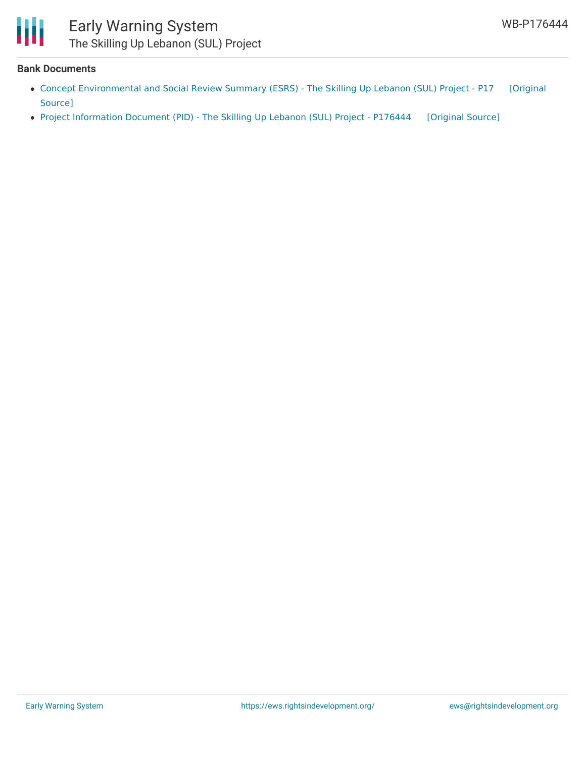**Bank Documents**

- Concept Environmental and Social Review Summary (ESRS) - The Skilling Up Lebanon (SUL) Project - P17 [Original Source]
- Project Information Document (PID) - The Skilling Up Lebanon (SUL) Project - P176444 [Original Source]